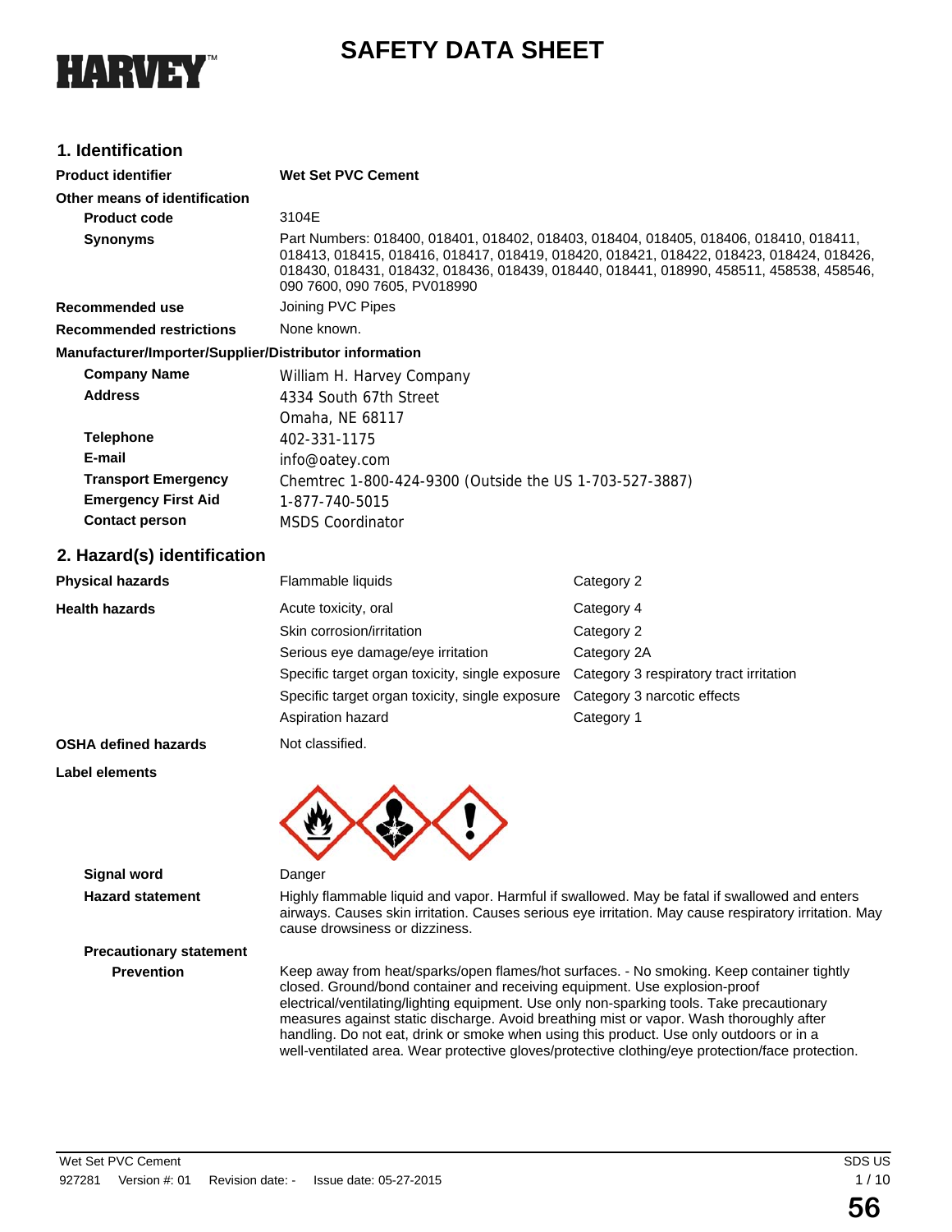# SAFETY DATA SHEET

HARVEY™

## 1. Identification

| | |
|---|---|
| **Product identifier** | **Wet Set PVC Cement** |
| **Other means of identification** | |
| **Product code** | 3104E |
| **Synonyms** | Part Numbers: 018400, 018401, 018402, 018403, 018404, 018405, 018406, 018410, 018411, 018413, 018415, 018416, 018417, 018419, 018420, 018421, 018422, 018423, 018424, 018426, 018430, 018431, 018432, 018436, 018439, 018440, 018441, 018990, 458511, 458538, 458546, 090 7600, 090 7605, PV018990 |
| **Recommended use** | Joining PVC Pipes |
| **Recommended restrictions** | None known. |

**Manufacturer/Importer/Supplier/Distributor information**

| | |
|---|---|
| **Company Name** | William H. Harvey Company |
| **Address** | 4334 South 67th Street<br>Omaha, NE 68117 |
| **Telephone** | 402-331-1175 |
| **E-mail** | info@oatey.com |
| **Transport Emergency** | Chemtrec 1-800-424-9300 (Outside the US 1-703-527-3887) |
| **Emergency First Aid** | 1-877-740-5015 |
| **Contact person** | MSDS Coordinator |

## 2. Hazard(s) identification

| | | |
|---|---|---|
| **Physical hazards** | Flammable liquids | Category 2 |
| **Health hazards** | Acute toxicity, oral | Category 4 |
| | Skin corrosion/irritation | Category 2 |
| | Serious eye damage/eye irritation | Category 2A |
| | Specific target organ toxicity, single exposure | Category 3 respiratory tract irritation |
| | Specific target organ toxicity, single exposure | Category 3 narcotic effects |
| | Aspiration hazard | Category 1 |
| **OSHA defined hazards** | Not classified. | |

**Label elements**

**Signal word** Danger

**Hazard statement** Highly flammable liquid and vapor. Harmful if swallowed. May be fatal if swallowed and enters airways. Causes skin irritation. Causes serious eye irritation. May cause respiratory irritation. May cause drowsiness or dizziness.

**Precautionary statement**

**Prevention** Keep away from heat/sparks/open flames/hot surfaces. - No smoking. Keep container tightly closed. Ground/bond container and receiving equipment. Use explosion-proof electrical/ventilating/lighting equipment. Use only non-sparking tools. Take precautionary measures against static discharge. Avoid breathing mist or vapor. Wash thoroughly after handling. Do not eat, drink or smoke when using this product. Use only outdoors or in a well-ventilated area. Wear protective gloves/protective clothing/eye protection/face protection.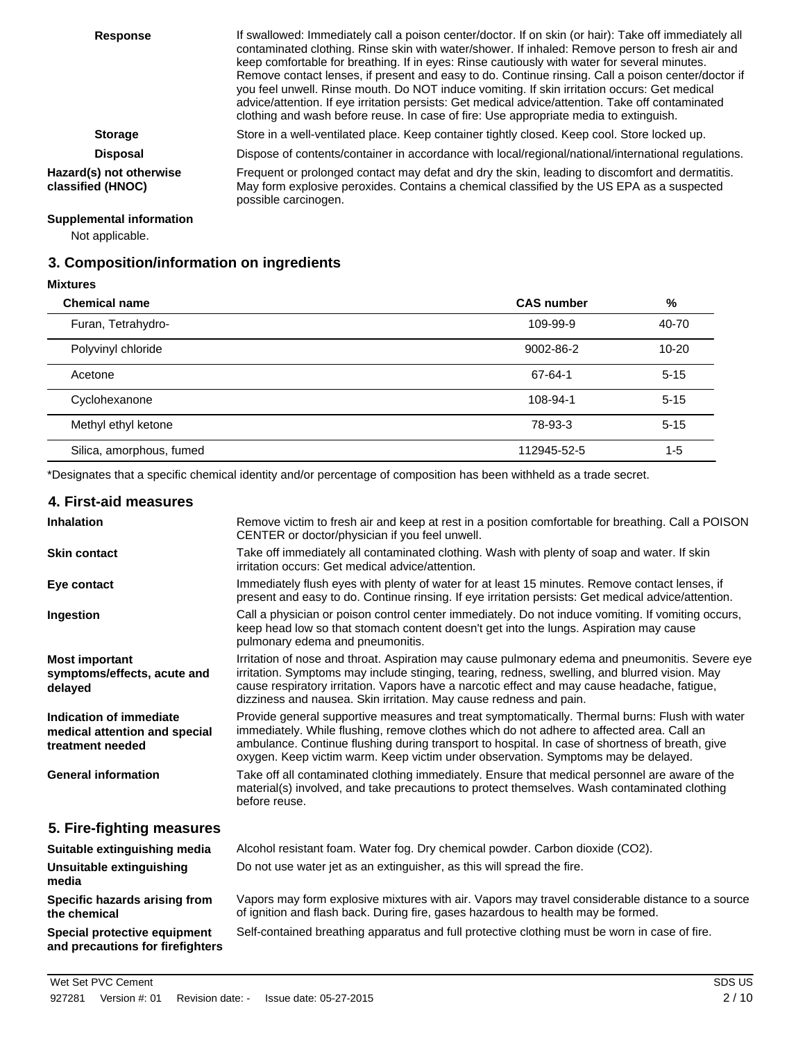**Response**

If swallowed: Immediately call a poison center/doctor. If on skin (or hair): Take off immediately all contaminated clothing. Rinse skin with water/shower. If inhaled: Remove person to fresh air and keep comfortable for breathing. If in eyes: Rinse cautiously with water for several minutes. Remove contact lenses, if present and easy to do. Continue rinsing. Call a poison center/doctor if you feel unwell. Rinse mouth. Do NOT induce vomiting. If skin irritation occurs: Get medical advice/attention. If eye irritation persists: Get medical advice/attention. Take off contaminated clothing and wash before reuse. In case of fire: Use appropriate media to extinguish.

**Storage**

Store in a well-ventilated place. Keep container tightly closed. Keep cool. Store locked up.

**Disposal**

Dispose of contents/container in accordance with local/regional/national/international regulations.

**Hazard(s) not otherwise classified (HNOC)**

Frequent or prolonged contact may defat and dry the skin, leading to discomfort and dermatitis. May form explosive peroxides. Contains a chemical classified by the US EPA as a suspected possible carcinogen.

**Supplemental information**

Not applicable.

## 3. Composition/information on ingredients

**Mixtures**

| Chemical name | CAS number | % |
|---|---|---|
| Furan, Tetrahydro- | 109-99-9 | 40-70 |
| Polyvinyl chloride | 9002-86-2 | 10-20 |
| Acetone | 67-64-1 | 5-15 |
| Cyclohexanone | 108-94-1 | 5-15 |
| Methyl ethyl ketone | 78-93-3 | 5-15 |
| Silica, amorphous, fumed | 112945-52-5 | 1-5 |

*Designates that a specific chemical identity and/or percentage of composition has been withheld as a trade secret.

## 4. First-aid measures

**Inhalation**

Remove victim to fresh air and keep at rest in a position comfortable for breathing. Call a POISON CENTER or doctor/physician if you feel unwell.

**Skin contact**

Take off immediately all contaminated clothing. Wash with plenty of soap and water. If skin irritation occurs: Get medical advice/attention.

**Eye contact**

Immediately flush eyes with plenty of water for at least 15 minutes. Remove contact lenses, if present and easy to do. Continue rinsing. If eye irritation persists: Get medical advice/attention.

**Ingestion**

Call a physician or poison control center immediately. Do not induce vomiting. If vomiting occurs, keep head low so that stomach content doesn't get into the lungs. Aspiration may cause pulmonary edema and pneumonitis.

**Most important symptoms/effects, acute and delayed**

Irritation of nose and throat. Aspiration may cause pulmonary edema and pneumonitis. Severe eye irritation. Symptoms may include stinging, tearing, redness, swelling, and blurred vision. May cause respiratory irritation. Vapors have a narcotic effect and may cause headache, fatigue, dizziness and nausea. Skin irritation. May cause redness and pain.

**Indication of immediate medical attention and special treatment needed**

Provide general supportive measures and treat symptomatically. Thermal burns: Flush with water immediately. While flushing, remove clothes which do not adhere to affected area. Call an ambulance. Continue flushing during transport to hospital. In case of shortness of breath, give oxygen. Keep victim warm. Keep victim under observation. Symptoms may be delayed.

**General information**

Take off all contaminated clothing immediately. Ensure that medical personnel are aware of the material(s) involved, and take precautions to protect themselves. Wash contaminated clothing before reuse.

## 5. Fire-fighting measures

**Suitable extinguishing media**

Alcohol resistant foam. Water fog. Dry chemical powder. Carbon dioxide ($CO_2$).

**Unsuitable extinguishing media**

Do not use water jet as an extinguisher, as this will spread the fire.

**Specific hazards arising from the chemical**

Vapors may form explosive mixtures with air. Vapors may travel considerable distance to a source of ignition and flash back. During fire, gases hazardous to health may be formed.

**Special protective equipment and precautions for firefighters**

Self-contained breathing apparatus and full protective clothing must be worn in case of fire.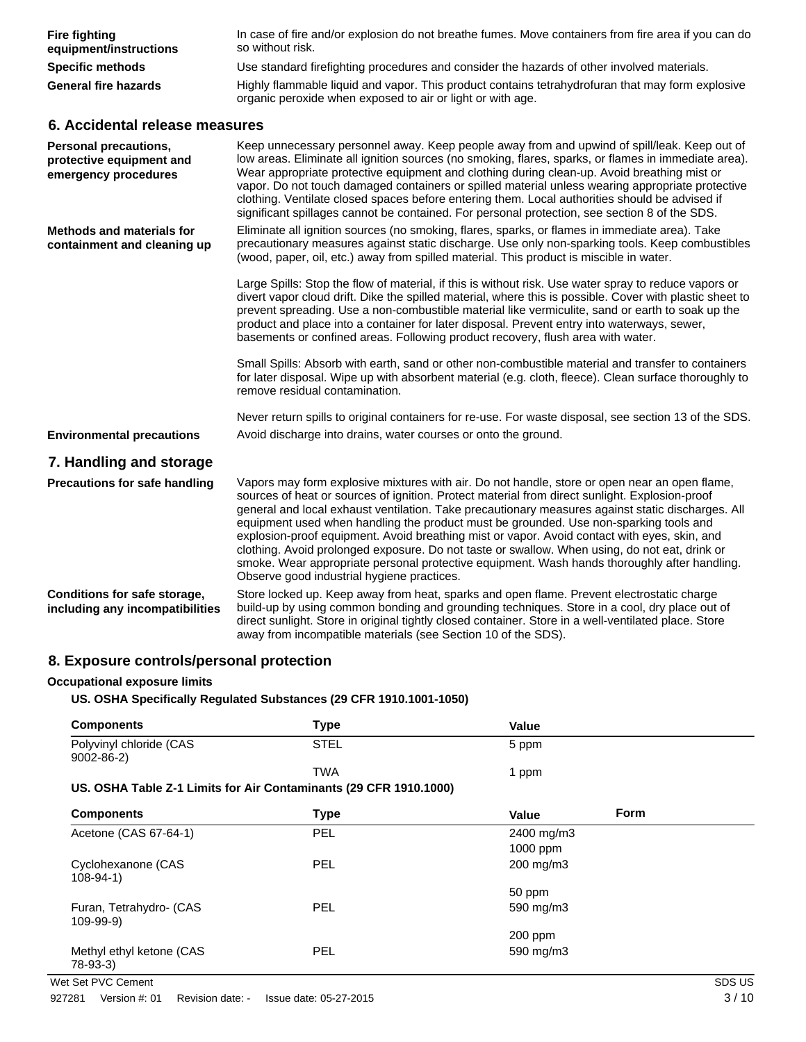**Fire fighting equipment/instructions** — In case of fire and/or explosion do not breathe fumes. Move containers from fire area if you can do so without risk.

**Specific methods** — Use standard firefighting procedures and consider the hazards of other involved materials.

**General fire hazards** — Highly flammable liquid and vapor. This product contains tetrahydrofuran that may form explosive organic peroxide when exposed to air or light or with age.

## 6. Accidental release measures

**Personal precautions, protective equipment and emergency procedures** — Keep unnecessary personnel away. Keep people away from and upwind of spill/leak. Keep out of low areas. Eliminate all ignition sources (no smoking, flares, sparks, or flames in immediate area). Wear appropriate protective equipment and clothing during clean-up. Avoid breathing mist or vapor. Do not touch damaged containers or spilled material unless wearing appropriate protective clothing. Ventilate closed spaces before entering them. Local authorities should be advised if significant spillages cannot be contained. For personal protection, see section 8 of the SDS.

**Methods and materials for containment and cleaning up** — Eliminate all ignition sources (no smoking, flares, sparks, or flames in immediate area). Take precautionary measures against static discharge. Use only non-sparking tools. Keep combustibles (wood, paper, oil, etc.) away from spilled material. This product is miscible in water.

Large Spills: Stop the flow of material, if this is without risk. Use water spray to reduce vapors or divert vapor cloud drift. Dike the spilled material, where this is possible. Cover with plastic sheet to prevent spreading. Use a non-combustible material like vermiculite, sand or earth to soak up the product and place into a container for later disposal. Prevent entry into waterways, sewer, basements or confined areas. Following product recovery, flush area with water.

Small Spills: Absorb with earth, sand or other non-combustible material and transfer to containers for later disposal. Wipe up with absorbent material (e.g. cloth, fleece). Clean surface thoroughly to remove residual contamination.

Never return spills to original containers for re-use. For waste disposal, see section 13 of the SDS.

**Environmental precautions** — Avoid discharge into drains, water courses or onto the ground.

## 7. Handling and storage

**Precautions for safe handling** — Vapors may form explosive mixtures with air. Do not handle, store or open near an open flame, sources of heat or sources of ignition. Protect material from direct sunlight. Explosion-proof general and local exhaust ventilation. Take precautionary measures against static discharges. All equipment used when handling the product must be grounded. Use non-sparking tools and explosion-proof equipment. Avoid breathing mist or vapor. Avoid contact with eyes, skin, and clothing. Avoid prolonged exposure. Do not taste or swallow. When using, do not eat, drink or smoke. Wear appropriate personal protective equipment. Wash hands thoroughly after handling. Observe good industrial hygiene practices.

**Conditions for safe storage, including any incompatibilities** — Store locked up. Keep away from heat, sparks and open flame. Prevent electrostatic charge build-up by using common bonding and grounding techniques. Store in a cool, dry place out of direct sunlight. Store in original tightly closed container. Store in a well-ventilated place. Store away from incompatible materials (see Section 10 of the SDS).

## 8. Exposure controls/personal protection

**Occupational exposure limits**

**US. OSHA Specifically Regulated Substances (29 CFR 1910.1001-1050)**

| Components | Type | Value |
|---|---|---|
| Polyvinyl chloride (CAS 9002-86-2) | STEL | 5 ppm |
| | TWA | 1 ppm |

**US. OSHA Table Z-1 Limits for Air Contaminants (29 CFR 1910.1000)**

| Components | Type | Value | Form |
|---|---|---|---|
| Acetone (CAS 67-64-1) | PEL | 2400 mg/m3 | |
| | | 1000 ppm | |
| Cyclohexanone (CAS 108-94-1) | PEL | 200 mg/m3 | |
| | | 50 ppm | |
| Furan, Tetrahydro- (CAS 109-99-9) | PEL | 590 mg/m3 | |
| | | 200 ppm | |
| Methyl ethyl ketone (CAS 78-93-3) | PEL | 590 mg/m3 | |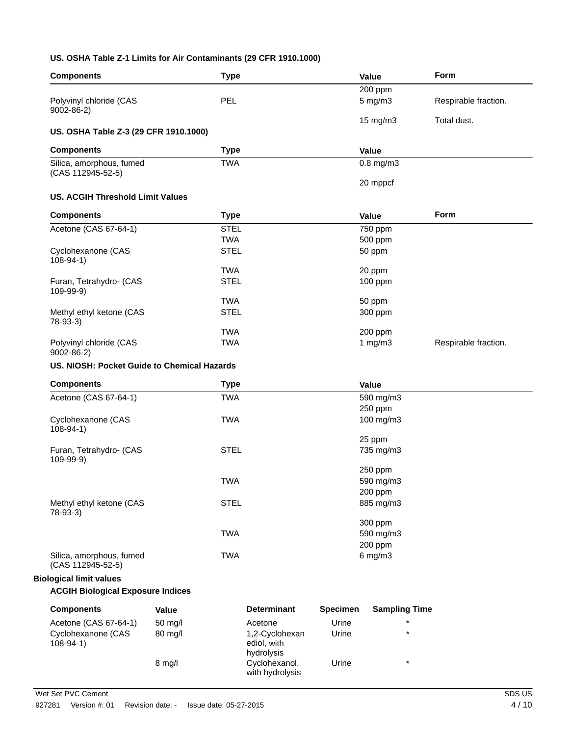### US. OSHA Table Z-1 Limits for Air Contaminants (29 CFR 1910.1000)

| Components | Type | Value | Form |
|---|---|---|---|
| Polyvinyl chloride (CAS 9002-86-2) | PEL | 200 ppm | |
| | | 5 mg/m3 | Respirable fraction. |
| | | 15 mg/m3 | Total dust. |

### US. OSHA Table Z-3 (29 CFR 1910.1000)

| Components | Type | Value |
|---|---|---|
| Silica, amorphous, fumed (CAS 112945-52-5) | TWA | 0.8 mg/m3 |
| | | 20 mppcf |

### US. ACGIH Threshold Limit Values

| Components | Type | Value | Form |
|---|---|---|---|
| Acetone (CAS 67-64-1) | STEL | 750 ppm | |
| | TWA | 500 ppm | |
| Cyclohexanone (CAS 108-94-1) | STEL | 50 ppm | |
| | TWA | 20 ppm | |
| Furan, Tetrahydro- (CAS 109-99-9) | STEL | 100 ppm | |
| | TWA | 50 ppm | |
| Methyl ethyl ketone (CAS 78-93-3) | STEL | 300 ppm | |
| | TWA | 200 ppm | |
| Polyvinyl chloride (CAS 9002-86-2) | TWA | 1 mg/m3 | Respirable fraction. |

### US. NIOSH: Pocket Guide to Chemical Hazards

| Components | Type | Value |
|---|---|---|
| Acetone (CAS 67-64-1) | TWA | 590 mg/m3 |
| | | 250 ppm |
| Cyclohexanone (CAS 108-94-1) | TWA | 100 mg/m3 |
| | | 25 ppm |
| Furan, Tetrahydro- (CAS 109-99-9) | STEL | 735 mg/m3 |
| | | 250 ppm |
| | TWA | 590 mg/m3 |
| | | 200 ppm |
| Methyl ethyl ketone (CAS 78-93-3) | STEL | 885 mg/m3 |
| | | 300 ppm |
| | TWA | 590 mg/m3 |
| | | 200 ppm |
| Silica, amorphous, fumed (CAS 112945-52-5) | TWA | 6 mg/m3 |

## Biological limit values

### ACGIH Biological Exposure Indices

| Components | Value | Determinant | Specimen | Sampling Time |
|---|---|---|---|---|
| Acetone (CAS 67-64-1) | 50 mg/l | Acetone | Urine | * |
| Cyclohexanone (CAS 108-94-1) | 80 mg/l | 1,2-Cyclohexanediol, with hydrolysis | Urine | * |
| | 8 mg/l | Cyclohexanol, with hydrolysis | Urine | * |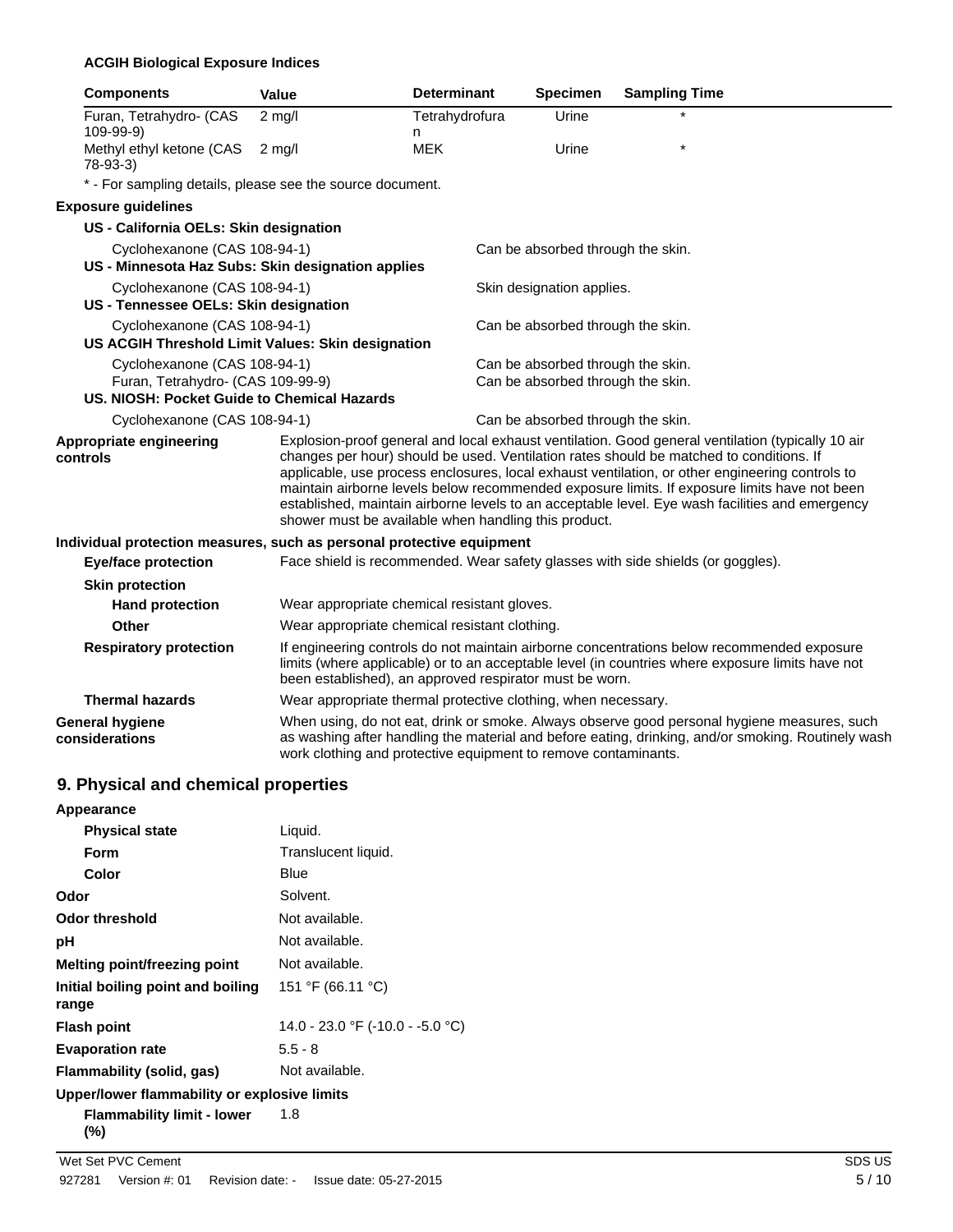**ACGIH Biological Exposure Indices**

| Components | Value | Determinant | Specimen | Sampling Time |
|---|---|---|---|---|
| Furan, Tetrahydro- (CAS 109-99-9) | 2 mg/l | Tetrahydrofuran | Urine | * |
| Methyl ethyl ketone (CAS 78-93-3) | 2 mg/l | MEK | Urine | * |

* - For sampling details, please see the source document.

**Exposure guidelines**

**US - California OELs: Skin designation**

Cyclohexanone (CAS 108-94-1) — Can be absorbed through the skin.

**US - Minnesota Haz Subs: Skin designation applies**

Cyclohexanone (CAS 108-94-1) — Skin designation applies.

**US - Tennessee OELs: Skin designation**

Cyclohexanone (CAS 108-94-1) — Can be absorbed through the skin.

**US ACGIH Threshold Limit Values: Skin designation**

Cyclohexanone (CAS 108-94-1) — Can be absorbed through the skin.
Furan, Tetrahydro- (CAS 109-99-9) — Can be absorbed through the skin.

**US. NIOSH: Pocket Guide to Chemical Hazards**

Cyclohexanone (CAS 108-94-1) — Can be absorbed through the skin.

**Appropriate engineering controls**
Explosion-proof general and local exhaust ventilation. Good general ventilation (typically 10 air changes per hour) should be used. Ventilation rates should be matched to conditions. If applicable, use process enclosures, local exhaust ventilation, or other engineering controls to maintain airborne levels below recommended exposure limits. If exposure limits have not been established, maintain airborne levels to an acceptable level. Eye wash facilities and emergency shower must be available when handling this product.

**Individual protection measures, such as personal protective equipment**

**Eye/face protection**
Face shield is recommended. Wear safety glasses with side shields (or goggles).

**Skin protection**

**Hand protection**
Wear appropriate chemical resistant gloves.

**Other**
Wear appropriate chemical resistant clothing.

**Respiratory protection**
If engineering controls do not maintain airborne concentrations below recommended exposure limits (where applicable) or to an acceptable level (in countries where exposure limits have not been established), an approved respirator must be worn.

**Thermal hazards**
Wear appropriate thermal protective clothing, when necessary.

**General hygiene considerations**
When using, do not eat, drink or smoke. Always observe good personal hygiene measures, such as washing after handling the material and before eating, drinking, and/or smoking. Routinely wash work clothing and protective equipment to remove contaminants.

## 9. Physical and chemical properties

**Appearance**

| | |
|---|---|
| **Physical state** | Liquid. |
| **Form** | Translucent liquid. |
| **Color** | Blue |
| **Odor** | Solvent. |
| **Odor threshold** | Not available. |
| **pH** | Not available. |
| **Melting point/freezing point** | Not available. |
| **Initial boiling point and boiling range** | 151 °F (66.11 °C) |
| **Flash point** | 14.0 - 23.0 °F (-10.0 - -5.0 °C) |
| **Evaporation rate** | 5.5 - 8 |
| **Flammability (solid, gas)** | Not available. |

**Upper/lower flammability or explosive limits**

| | |
|---|---|
| **Flammability limit - lower (%)** | 1.8 |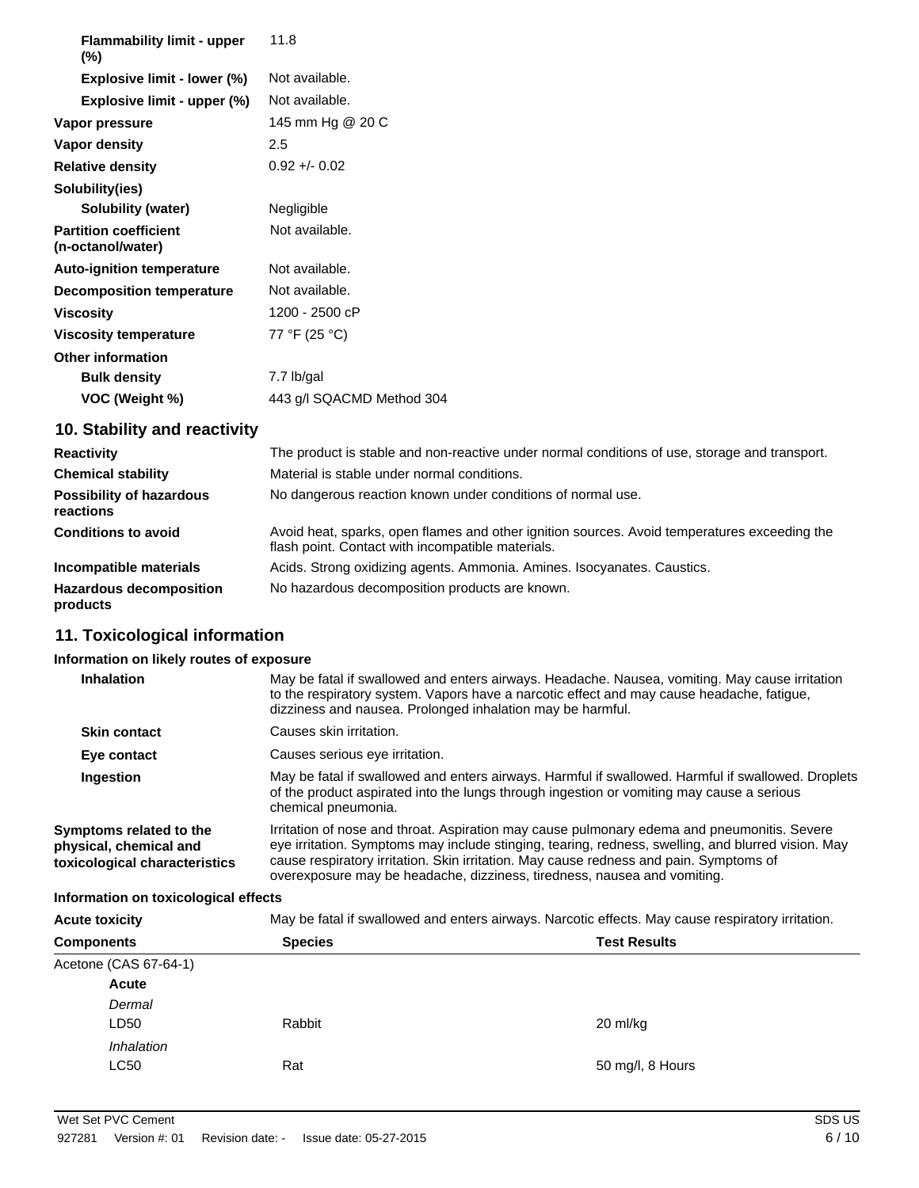| | |
|---|---|
| **Flammability limit - upper (%)** | 11.8 |
| **Explosive limit - lower (%)** | Not available. |
| **Explosive limit - upper (%)** | Not available. |
| **Vapor pressure** | 145 mm Hg @ 20 C |
| **Vapor density** | 2.5 |
| **Relative density** | 0.92 +/- 0.02 |
| **Solubility(ies)** | |
| **Solubility (water)** | Negligible |
| **Partition coefficient (n-octanol/water)** | Not available. |
| **Auto-ignition temperature** | Not available. |
| **Decomposition temperature** | Not available. |
| **Viscosity** | 1200 - 2500 cP |
| **Viscosity temperature** | 77 °F (25 °C) |
| **Other information** | |
| **Bulk density** | 7.7 lb/gal |
| **VOC (Weight %)** | 443 g/l SQACMD Method 304 |

## 10. Stability and reactivity

| | |
|---|---|
| **Reactivity** | The product is stable and non-reactive under normal conditions of use, storage and transport. |
| **Chemical stability** | Material is stable under normal conditions. |
| **Possibility of hazardous reactions** | No dangerous reaction known under conditions of normal use. |
| **Conditions to avoid** | Avoid heat, sparks, open flames and other ignition sources. Avoid temperatures exceeding the flash point. Contact with incompatible materials. |
| **Incompatible materials** | Acids. Strong oxidizing agents. Ammonia. Amines. Isocyanates. Caustics. |
| **Hazardous decomposition products** | No hazardous decomposition products are known. |

## 11. Toxicological information

**Information on likely routes of exposure**

| | |
|---|---|
| **Inhalation** | May be fatal if swallowed and enters airways. Headache. Nausea, vomiting. May cause irritation to the respiratory system. Vapors have a narcotic effect and may cause headache, fatigue, dizziness and nausea. Prolonged inhalation may be harmful. |
| **Skin contact** | Causes skin irritation. |
| **Eye contact** | Causes serious eye irritation. |
| **Ingestion** | May be fatal if swallowed and enters airways. Harmful if swallowed. Harmful if swallowed. Droplets of the product aspirated into the lungs through ingestion or vomiting may cause a serious chemical pneumonia. |
| **Symptoms related to the physical, chemical and toxicological characteristics** | Irritation of nose and throat. Aspiration may cause pulmonary edema and pneumonitis. Severe eye irritation. Symptoms may include stinging, tearing, redness, swelling, and blurred vision. May cause respiratory irritation. Skin irritation. May cause redness and pain. Symptoms of overexposure may be headache, dizziness, tiredness, nausea and vomiting. |

**Information on toxicological effects**

**Acute toxicity** May be fatal if swallowed and enters airways. Narcotic effects. May cause respiratory irritation.

| Components | Species | Test Results |
|---|---|---|
| Acetone (CAS 67-64-1) | | |
| **Acute** | | |
| *Dermal* | | |
| LD50 | Rabbit | 20 ml/kg |
| *Inhalation* | | |
| LC50 | Rat | 50 mg/l, 8 Hours |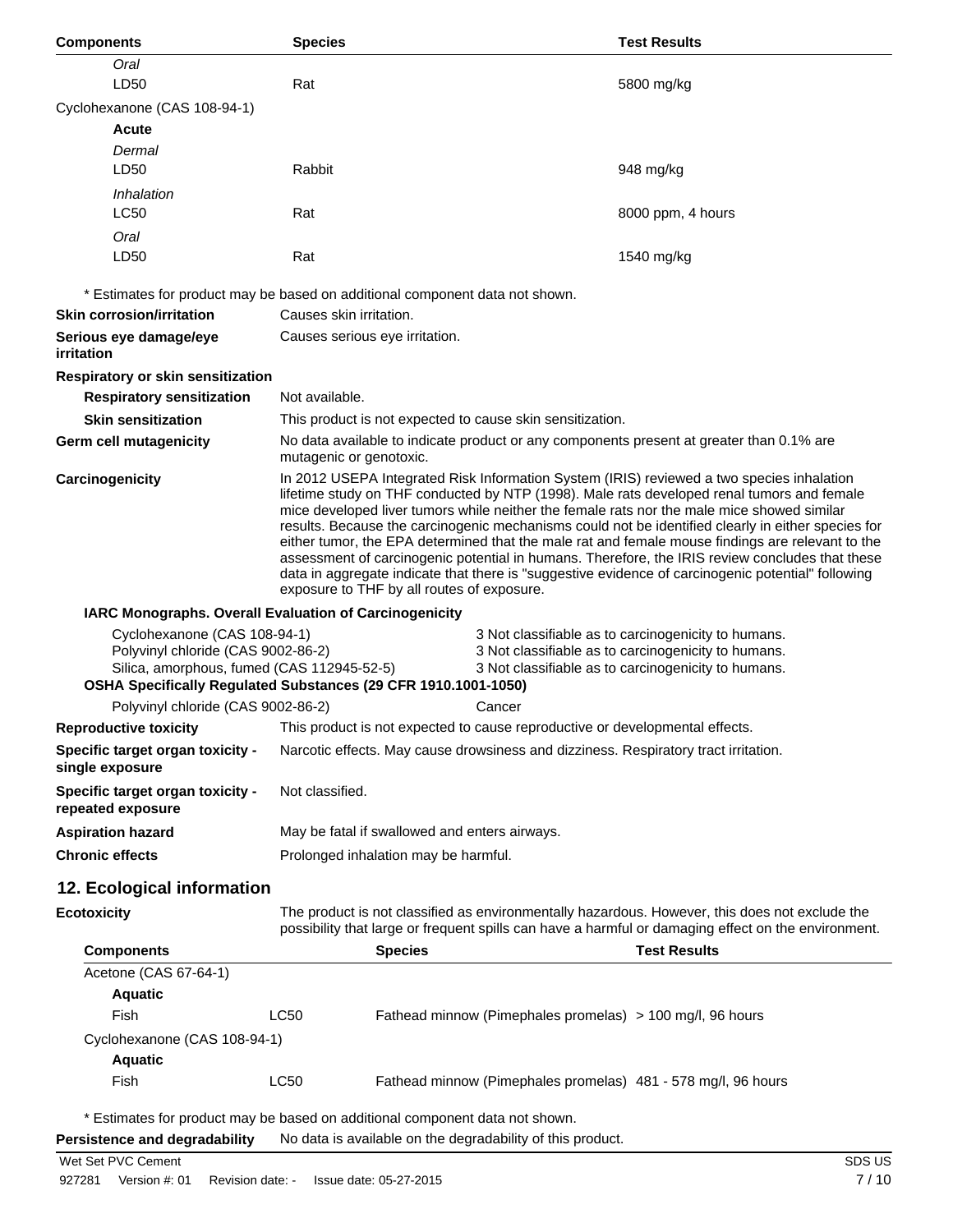| Components | Species | Test Results |
|---|---|---|
| *Oral* | | |
| LD50 | Rat | 5800 mg/kg |
| Cyclohexanone (CAS 108-94-1) | | |
| **Acute** | | |
| *Dermal* | | |
| LD50 | Rabbit | 948 mg/kg |
| *Inhalation* | | |
| LC50 | Rat | 8000 ppm, 4 hours |
| *Oral* | | |
| LD50 | Rat | 1540 mg/kg |

* Estimates for product may be based on additional component data not shown.

**Skin corrosion/irritation** Causes skin irritation.

**Serious eye damage/eye irritation** Causes serious eye irritation.

**Respiratory or skin sensitization**

**Respiratory sensitization** Not available.

**Skin sensitization** This product is not expected to cause skin sensitization.

**Germ cell mutagenicity** No data available to indicate product or any components present at greater than 0.1% are mutagenic or genotoxic.

**Carcinogenicity** In 2012 USEPA Integrated Risk Information System (IRIS) reviewed a two species inhalation lifetime study on THF conducted by NTP (1998). Male rats developed renal tumors and female mice developed liver tumors while neither the female rats nor the male mice showed similar results. Because the carcinogenic mechanisms could not be identified clearly in either species for either tumor, the EPA determined that the male rat and female mouse findings are relevant to the assessment of carcinogenic potential in humans. Therefore, the IRIS review concludes that these data in aggregate indicate that there is "suggestive evidence of carcinogenic potential" following exposure to THF by all routes of exposure.

**IARC Monographs. Overall Evaluation of Carcinogenicity**

| | |
|---|---|
| Cyclohexanone (CAS 108-94-1) | 3 Not classifiable as to carcinogenicity to humans. |
| Polyvinyl chloride (CAS 9002-86-2) | 3 Not classifiable as to carcinogenicity to humans. |
| Silica, amorphous, fumed (CAS 112945-52-5) | 3 Not classifiable as to carcinogenicity to humans. |

**OSHA Specifically Regulated Substances (29 CFR 1910.1001-1050)**

| | |
|---|---|
| Polyvinyl chloride (CAS 9002-86-2) | Cancer |

**Reproductive toxicity** This product is not expected to cause reproductive or developmental effects.

**Specific target organ toxicity - single exposure** Narcotic effects. May cause drowsiness and dizziness. Respiratory tract irritation.

**Specific target organ toxicity - repeated exposure** Not classified.

**Aspiration hazard** May be fatal if swallowed and enters airways.

**Chronic effects** Prolonged inhalation may be harmful.

## 12. Ecological information

**Ecotoxicity** The product is not classified as environmentally hazardous. However, this does not exclude the possibility that large or frequent spills can have a harmful or damaging effect on the environment.

| Components | | Species | Test Results |
|---|---|---|---|
| Acetone (CAS 67-64-1) | | | |
| **Aquatic** | | | |
| Fish | LC50 | Fathead minnow (Pimephales promelas) | > 100 mg/l, 96 hours |
| Cyclohexanone (CAS 108-94-1) | | | |
| **Aquatic** | | | |
| Fish | LC50 | Fathead minnow (Pimephales promelas) | 481 - 578 mg/l, 96 hours |

* Estimates for product may be based on additional component data not shown.

**Persistence and degradability** No data is available on the degradability of this product.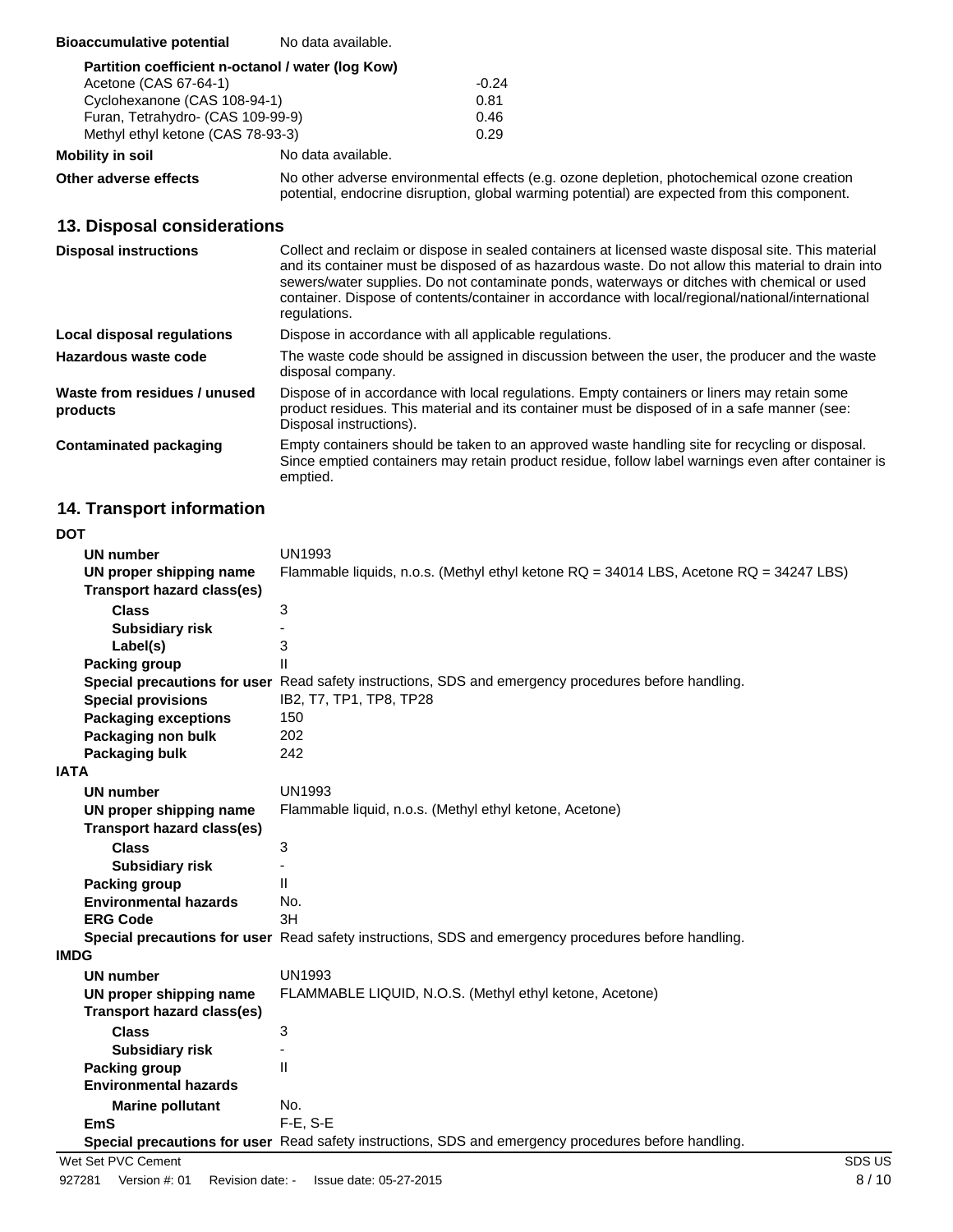**Bioaccumulative potential** No data available.

**Partition coefficient n-octanol / water (log Kow)**

| Substance | log Kow |
|---|---|
| Acetone (CAS 67-64-1) | -0.24 |
| Cyclohexanone (CAS 108-94-1) | 0.81 |
| Furan, Tetrahydro- (CAS 109-99-9) | 0.46 |
| Methyl ethyl ketone (CAS 78-93-3) | 0.29 |

**Mobility in soil** No data available.

**Other adverse effects** No other adverse environmental effects (e.g. ozone depletion, photochemical ozone creation potential, endocrine disruption, global warming potential) are expected from this component.

## 13. Disposal considerations

**Disposal instructions** Collect and reclaim or dispose in sealed containers at licensed waste disposal site. This material and its container must be disposed of as hazardous waste. Do not allow this material to drain into sewers/water supplies. Do not contaminate ponds, waterways or ditches with chemical or used container. Dispose of contents/container in accordance with local/regional/national/international regulations.

**Local disposal regulations** Dispose in accordance with all applicable regulations.

**Hazardous waste code** The waste code should be assigned in discussion between the user, the producer and the waste disposal company.

**Waste from residues / unused products** Dispose of in accordance with local regulations. Empty containers or liners may retain some product residues. This material and its container must be disposed of in a safe manner (see: Disposal instructions).

**Contaminated packaging** Empty containers should be taken to an approved waste handling site for recycling or disposal. Since emptied containers may retain product residue, follow label warnings even after container is emptied.

## 14. Transport information

**DOT**

**UN number** UN1993

**UN proper shipping name** Flammable liquids, n.o.s. (Methyl ethyl ketone RQ = 34014 LBS, Acetone RQ = 34247 LBS)

**Transport hazard class(es)**

- **Class** 3
- **Subsidiary risk** -
- **Label(s)** 3

**Packing group** II

**Special precautions for user** Read safety instructions, SDS and emergency procedures before handling.

**Special provisions** IB2, T7, TP1, TP8, TP28

**Packaging exceptions** 150

**Packaging non bulk** 202

**Packaging bulk** 242

**IATA**

**UN number** UN1993

**UN proper shipping name** Flammable liquid, n.o.s. (Methyl ethyl ketone, Acetone)

**Transport hazard class(es)**

- **Class** 3
- **Subsidiary risk** -

**Packing group** II

**Environmental hazards** No.

**ERG Code** 3H

**Special precautions for user** Read safety instructions, SDS and emergency procedures before handling.

**IMDG**

**UN number** UN1993

**UN proper shipping name** FLAMMABLE LIQUID, N.O.S. (Methyl ethyl ketone, Acetone)

**Transport hazard class(es)**

- **Class** 3
- **Subsidiary risk** -

**Packing group** II

**Environmental hazards**

- **Marine pollutant** No.

**EmS** F-E, S-E

**Special precautions for user** Read safety instructions, SDS and emergency procedures before handling.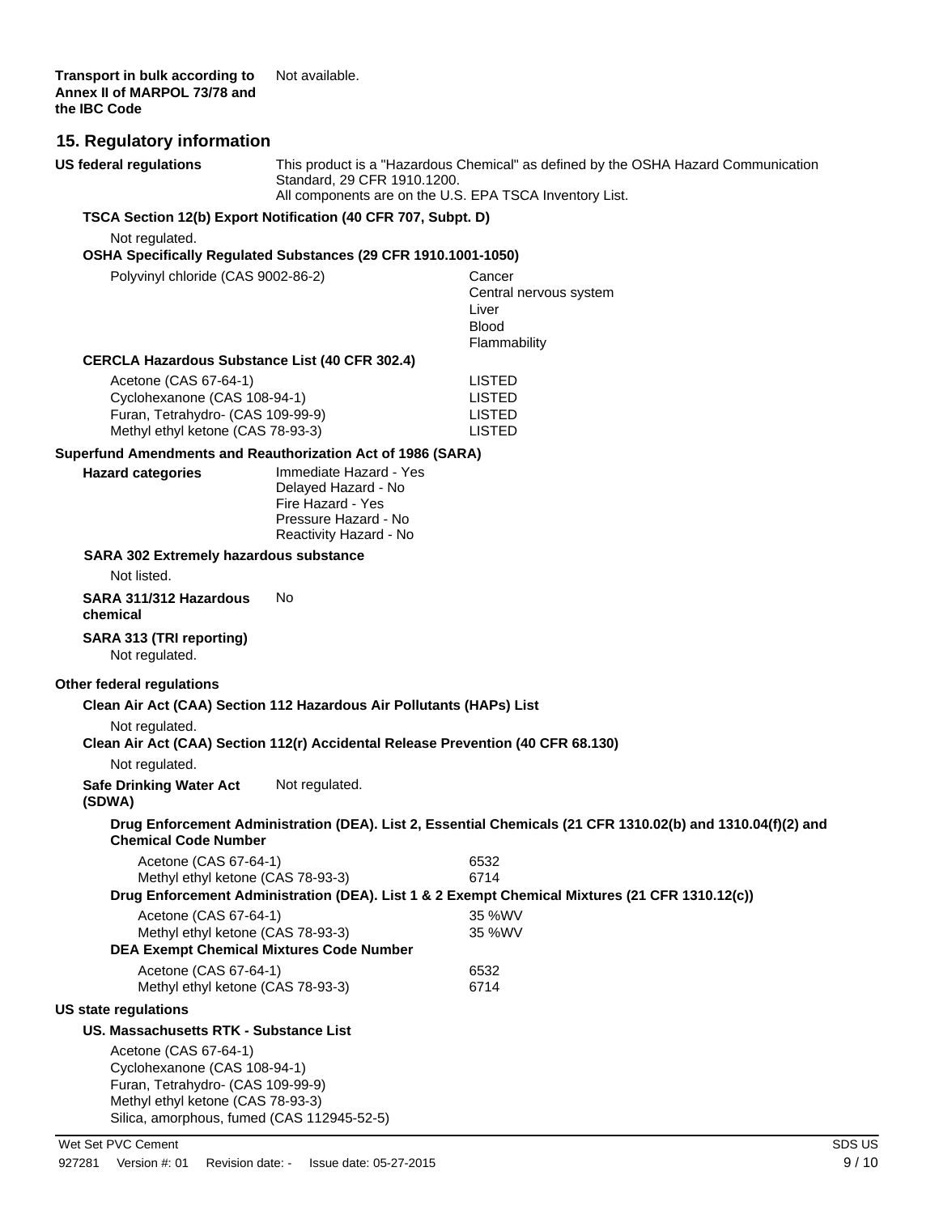**Transport in bulk according to Annex II of MARPOL 73/78 and the IBC Code** Not available.

## 15. Regulatory information

**US federal regulations** This product is a "Hazardous Chemical" as defined by the OSHA Hazard Communication Standard, 29 CFR 1910.1200.
All components are on the U.S. EPA TSCA Inventory List.

**TSCA Section 12(b) Export Notification (40 CFR 707, Subpt. D)**

Not regulated.

**OSHA Specifically Regulated Substances (29 CFR 1910.1001-1050)**

| | |
|---|---|
| Polyvinyl chloride (CAS 9002-86-2) | Cancer<br>Central nervous system<br>Liver<br>Blood<br>Flammability |

**CERCLA Hazardous Substance List (40 CFR 302.4)**

| | |
|---|---|
| Acetone (CAS 67-64-1) | LISTED |
| Cyclohexanone (CAS 108-94-1) | LISTED |
| Furan, Tetrahydro- (CAS 109-99-9) | LISTED |
| Methyl ethyl ketone (CAS 78-93-3) | LISTED |

**Superfund Amendments and Reauthorization Act of 1986 (SARA)**

**Hazard categories**
Immediate Hazard - Yes
Delayed Hazard - No
Fire Hazard - Yes
Pressure Hazard - No
Reactivity Hazard - No

**SARA 302 Extremely hazardous substance**

Not listed.

**SARA 311/312 Hazardous chemical** No

**SARA 313 (TRI reporting)**
Not regulated.

**Other federal regulations**

**Clean Air Act (CAA) Section 112 Hazardous Air Pollutants (HAPs) List**

Not regulated.

**Clean Air Act (CAA) Section 112(r) Accidental Release Prevention (40 CFR 68.130)**

Not regulated.

**Safe Drinking Water Act (SDWA)** Not regulated.

**Drug Enforcement Administration (DEA). List 2, Essential Chemicals (21 CFR 1310.02(b) and 1310.04(f)(2) and Chemical Code Number**

| | |
|---|---|
| Acetone (CAS 67-64-1) | 6532 |
| Methyl ethyl ketone (CAS 78-93-3) | 6714 |

**Drug Enforcement Administration (DEA). List 1 & 2 Exempt Chemical Mixtures (21 CFR 1310.12(c))**

| | |
|---|---|
| Acetone (CAS 67-64-1) | 35 %WV |
| Methyl ethyl ketone (CAS 78-93-3) | 35 %WV |

**DEA Exempt Chemical Mixtures Code Number**

| | |
|---|---|
| Acetone (CAS 67-64-1) | 6532 |
| Methyl ethyl ketone (CAS 78-93-3) | 6714 |

**US state regulations**

**US. Massachusetts RTK - Substance List**

Acetone (CAS 67-64-1)
Cyclohexanone (CAS 108-94-1)
Furan, Tetrahydro- (CAS 109-99-9)
Methyl ethyl ketone (CAS 78-93-3)
Silica, amorphous, fumed (CAS 112945-52-5)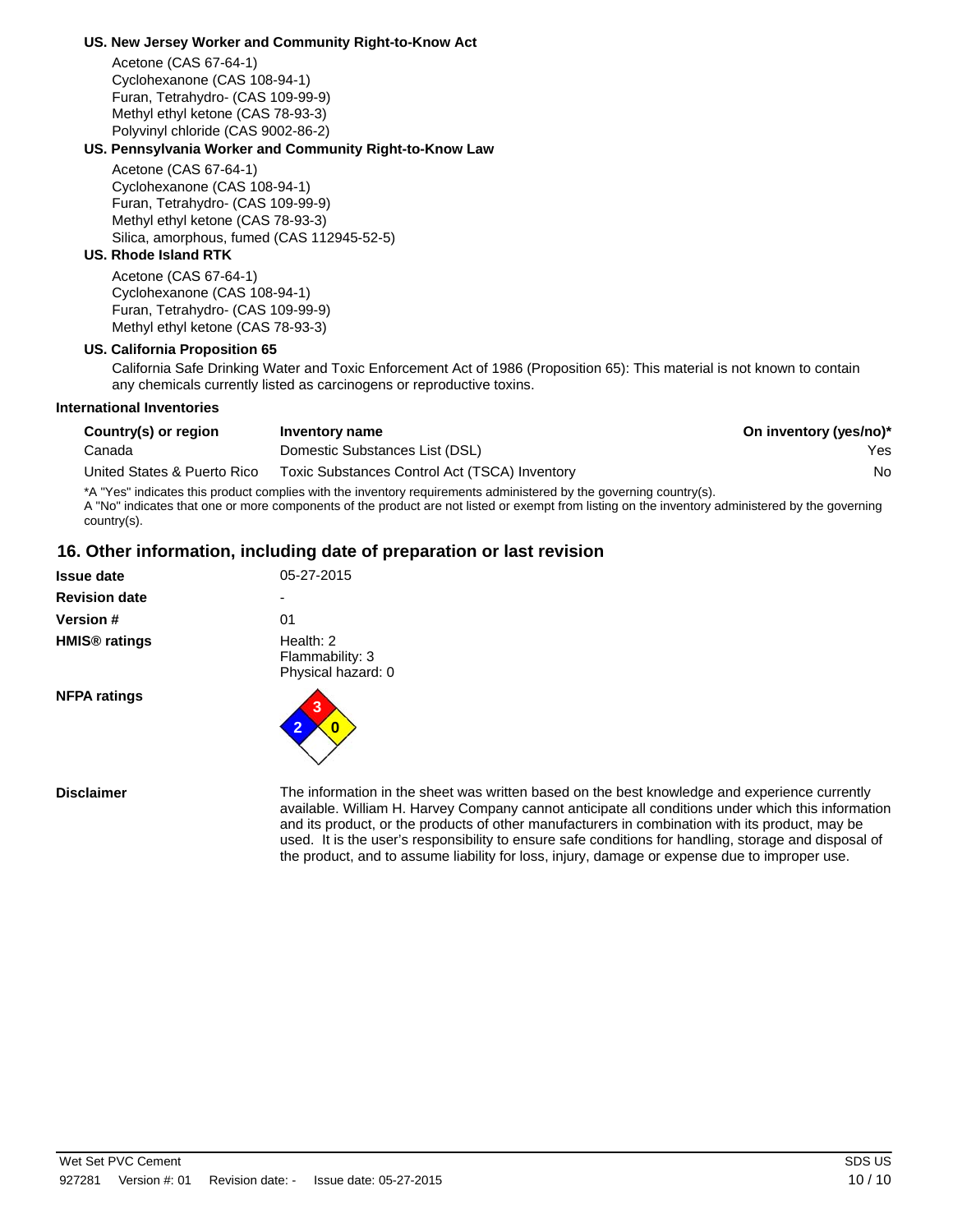**US. New Jersey Worker and Community Right-to-Know Act**

Acetone (CAS 67-64-1)
Cyclohexanone (CAS 108-94-1)
Furan, Tetrahydro- (CAS 109-99-9)
Methyl ethyl ketone (CAS 78-93-3)
Polyvinyl chloride (CAS 9002-86-2)

**US. Pennsylvania Worker and Community Right-to-Know Law**

Acetone (CAS 67-64-1)
Cyclohexanone (CAS 108-94-1)
Furan, Tetrahydro- (CAS 109-99-9)
Methyl ethyl ketone (CAS 78-93-3)
Silica, amorphous, fumed (CAS 112945-52-5)

**US. Rhode Island RTK**

Acetone (CAS 67-64-1)
Cyclohexanone (CAS 108-94-1)
Furan, Tetrahydro- (CAS 109-99-9)
Methyl ethyl ketone (CAS 78-93-3)

**US. California Proposition 65**

California Safe Drinking Water and Toxic Enforcement Act of 1986 (Proposition 65): This material is not known to contain any chemicals currently listed as carcinogens or reproductive toxins.

**International Inventories**

| Country(s) or region | Inventory name | On inventory (yes/no)* |
|---|---|---|
| Canada | Domestic Substances List (DSL) | Yes |
| United States & Puerto Rico | Toxic Substances Control Act (TSCA) Inventory | No |

*A "Yes" indicates this product complies with the inventory requirements administered by the governing country(s).
A "No" indicates that one or more components of the product are not listed or exempt from listing on the inventory administered by the governing country(s).

## 16. Other information, including date of preparation or last revision

**Issue date** 05-27-2015

**Revision date** -

**Version #** 01

**HMIS® ratings**
Health: 2
Flammability: 3
Physical hazard: 0

**NFPA ratings**
3
2
0

**Disclaimer** The information in the sheet was written based on the best knowledge and experience currently available. William H. Harvey Company cannot anticipate all conditions under which this information and its product, or the products of other manufacturers in combination with its product, may be used. It is the user's responsibility to ensure safe conditions for handling, storage and disposal of the product, and to assume liability for loss, injury, damage or expense due to improper use.